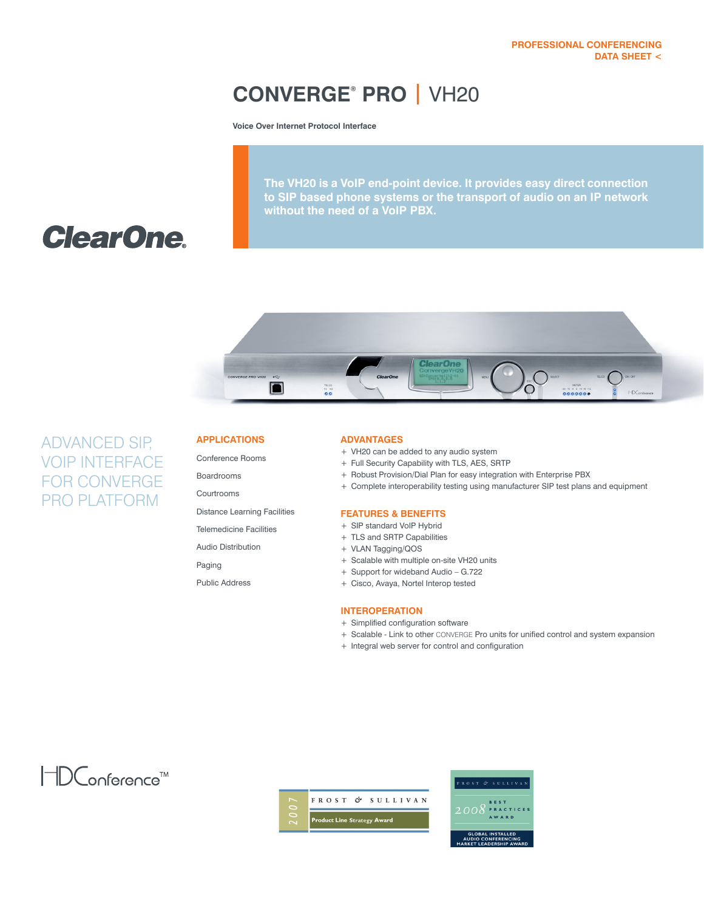PROFESSIONAL CONFERENCING
DATA SHEET <

# CONVERGE® PRO | VH20

**Voice Over Internet Protocol Interface**

**The VH20 is a VoIP end-point device. It provides easy direct connection to SIP based phone systems or the transport of audio on an IP network without the need of a VoIP PBX.**

ClearOne

## ADVANCED SIP, VOIP INTERFACE FOR CONVERGE PRO PLATFORM

### APPLICATIONS

Conference Rooms

Boardrooms

Courtrooms

Distance Learning Facilities

Telemedicine Facilities

Audio Distribution

Paging

Public Address

### ADVANTAGES

+ VH20 can be added to any audio system
+ Full Security Capability with TLS, AES, SRTP
+ Robust Provision/Dial Plan for easy integration with Enterprise PBX
+ Complete interoperability testing using manufacturer SIP test plans and equipment

### FEATURES & BENEFITS

+ SIP standard VoIP Hybrid
+ TLS and SRTP Capabilities
+ VLAN Tagging/QOS
+ Scalable with multiple on-site VH20 units
+ Support for wideband Audio – G.722
+ Cisco, Avaya, Nortel Interop tested

### INTEROPERATION

+ Simplified configuration software
+ Scalable - Link to other CONVERGE Pro units for unified control and system expansion
+ Integral web server for control and configuration

HDConference™

2007 FROST & SULLIVAN Product Line Strategy Award

FROST & SULLIVAN 2008 BEST PRACTICES AWARD — GLOBAL INSTALLED AUDIO CONFERENCING MARKET LEADERSHIP AWARD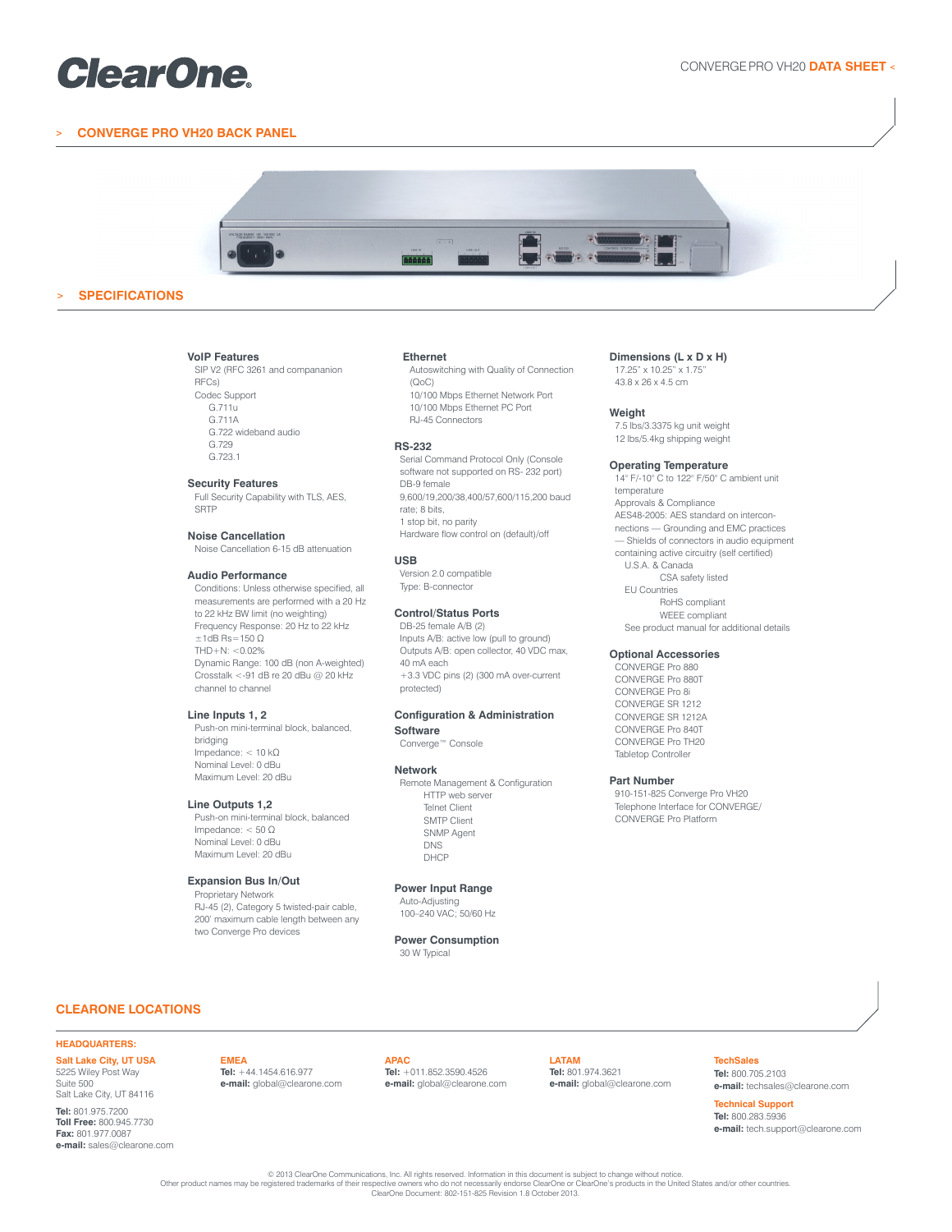## CONVERGE PRO VH20 BACK PANEL

## SPECIFICATIONS

### VoIP Features
SIP V2 (RFC 3261 and companantion RFCs)
Codec Support
- G.711u
- G.711A
- G.722 wideband audio
- G.729
- G.723.1

### Security Features
Full Security Capability with TLS, AES, SRTP

### Noise Cancellation
Noise Cancellation 6-15 dB attenuation

### Audio Performance
Conditions: Unless otherwise specified, all measurements are performed with a 20 Hz to 22 kHz BW limit (no weighting)
Frequency Response: 20 Hz to 22 kHz ±1dB Rs=150 Ω
THD+N: <0.02%
Dynamic Range: 100 dB (non A-weighted)
Crosstalk <-91 dB re 20 dBu @ 20 kHz channel to channel

### Line Inputs 1, 2
Push-on mini-terminal block, balanced, bridging
Impedance: < 10 kΩ
Nominal Level: 0 dBu
Maximum Level: 20 dBu

### Line Outputs 1,2
Push-on mini-terminal block, balanced
Impedance: < 50 Ω
Nominal Level: 0 dBu
Maximum Level: 20 dBu

### Expansion Bus In/Out
Proprietary Network
RJ-45 (2), Category 5 twisted-pair cable, 200' maximum cable length between any two Converge Pro devices

### Ethernet
Autoswitching with Quality of Connection (QoC)
10/100 Mbps Ethernet Network Port
10/100 Mbps Ethernet PC Port
RJ-45 Connectors

### RS-232
Serial Command Protocol Only (Console software not supported on RS- 232 port)
DB-9 female
9,600/19,200/38,400/57,600/115,200 baud rate; 8 bits,
1 stop bit, no parity
Hardware flow control on (default)/off

### USB
Version 2.0 compatible
Type: B-connector

### Control/Status Ports
DB-25 female A/B (2)
Inputs A/B: active low (pull to ground)
Outputs A/B: open collector, 40 VDC max, 40 mA each
+3.3 VDC pins (2) (300 mA over-current protected)

### Configuration & Administration Software
Converge™ Console

### Network
Remote Management & Configuration
- HTTP web server
- Telnet Client
- SMTP Client
- SNMP Agent
- DNS
- DHCP

### Power Input Range
Auto-Adjusting
100–240 VAC; 50/60 Hz

### Power Consumption
30 W Typical

### Dimensions (L x D x H)
17.25" x 10.25" x 1.75"
43.8 x 26 x 4.5 cm

### Weight
7.5 lbs/3.3375 kg unit weight
12 lbs/5.4kg shipping weight

### Operating Temperature
14° F/-10° C to 122° F/50° C ambient unit temperature
Approvals & Compliance
AES48-2005: AES standard on interconnections — Grounding and EMC practices — Shields of connectors in audio equipment containing active circuitry (self certified)
- U.S.A. & Canada
  - CSA safety listed
- EU Countries
  - RoHS compliant
  - WEEE compliant
- See product manual for additional details

### Optional Accessories
CONVERGE Pro 880
CONVERGE Pro 880T
CONVERGE Pro 8i
CONVERGE SR 1212
CONVERGE SR 1212A
CONVERGE Pro 840T
CONVERGE Pro TH20
Tabletop Controller

### Part Number
910-151-825 Converge Pro VH20
Telephone Interface for CONVERGE/CONVERGE Pro Platform

## CLEARONE LOCATIONS

**HEADQUARTERS:**

**Salt Lake City, UT USA**
5225 Wiley Post Way
Suite 500
Salt Lake City, UT 84116

**Tel:** 801.975.7200
**Toll Free:** 800.945.7730
**Fax:** 801.977.0087
**e-mail:** sales@clearone.com

**EMEA**
**Tel:** +44.1454.616.977
**e-mail:** global@clearone.com

**APAC**
**Tel:** +011.852.3590.4526
**e-mail:** global@clearone.com

**LATAM**
**Tel:** 801.974.3621
**e-mail:** global@clearone.com

**TechSales**
**Tel:** 800.705.2103
**e-mail:** techsales@clearone.com

**Technical Support**
**Tel:** 800.283.5936
**e-mail:** tech.support@clearone.com

© 2013 ClearOne Communications, Inc. All rights reserved. Information in this document is subject to change without notice.
Other product names may be registered trademarks of their respective owners who do not necessarily endorse ClearOne or ClearOne's products in the United States and/or other countries.
ClearOne Document: 802-151-825 Revision 1.8 October 2013.